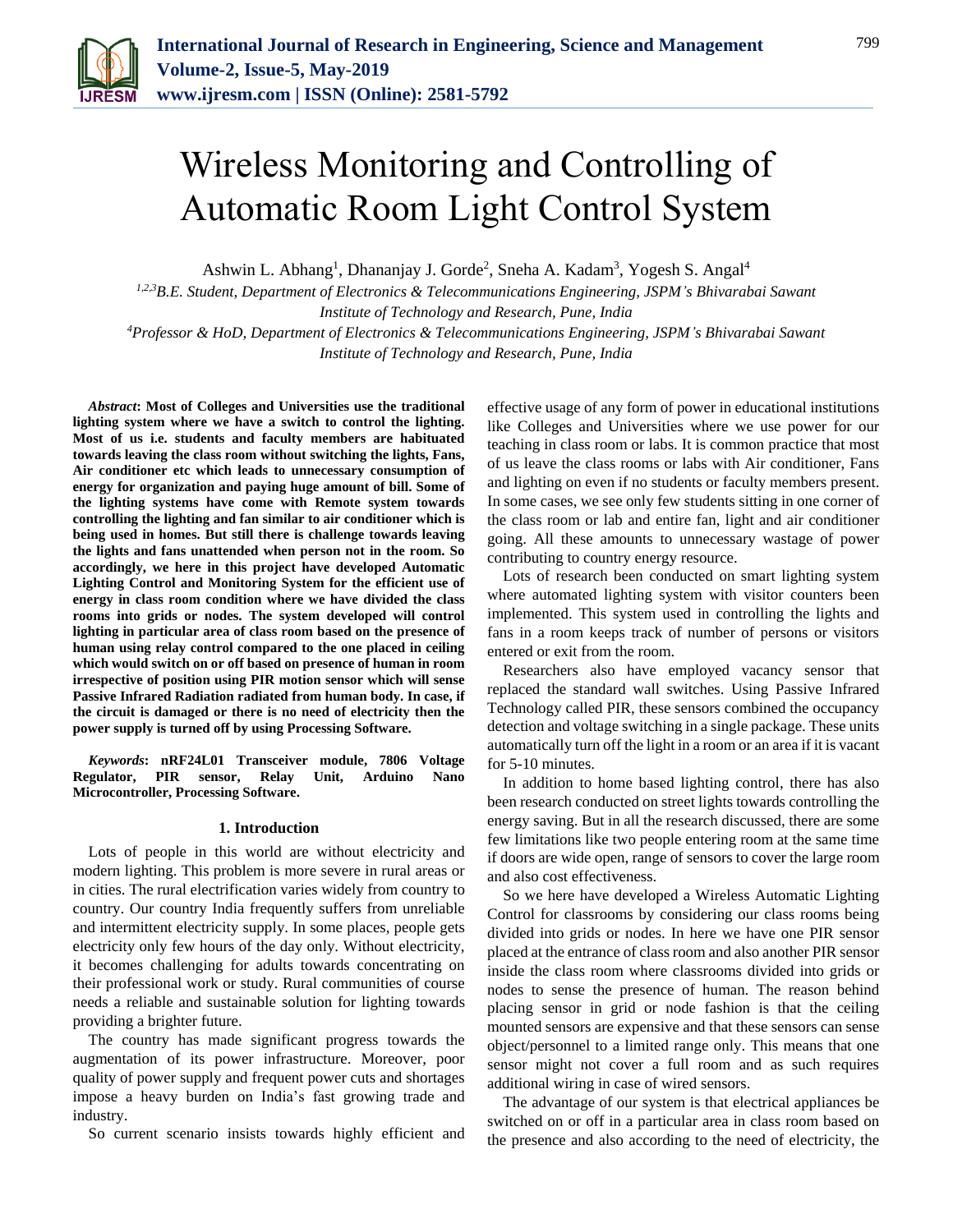# Wireless Monitoring and Controlling of Automatic Room Light Control System

Ashwin L. Abhang[1], Dhananjay J. Gorde[2], Sneha A. Kadam[3], Yogesh S. Angal[4]

[1,2,3]*B.E. Student, Department of Electronics & Telecommunications Engineering, JSPM's Bhivarabai Sawant Institute of Technology and Research, Pune, India*

[4]*Professor & HoD, Department of Electronics & Telecommunications Engineering, JSPM's Bhivarabai Sawant Institute of Technology and Research, Pune, India*

***Abstract*: Most of Colleges and Universities use the traditional lighting system where we have a switch to control the lighting. Most of us i.e. students and faculty members are habituated towards leaving the class room without switching the lights, Fans, Air conditioner etc which leads to unnecessary consumption of energy for organization and paying huge amount of bill. Some of the lighting systems have come with Remote system towards controlling the lighting and fan similar to air conditioner which is being used in homes. But still there is challenge towards leaving the lights and fans unattended when person not in the room. So accordingly, we here in this project have developed Automatic Lighting Control and Monitoring System for the efficient use of energy in class room condition where we have divided the class rooms into grids or nodes. The system developed will control lighting in particular area of class room based on the presence of human using relay control compared to the one placed in ceiling which would switch on or off based on presence of human in room irrespective of position using PIR motion sensor which will sense Passive Infrared Radiation radiated from human body. In case, if the circuit is damaged or there is no need of electricity then the power supply is turned off by using Processing Software.**

***Keywords*: nRF24L01 Transceiver module, 7806 Voltage Regulator, PIR sensor, Relay Unit, Arduino Nano Microcontroller, Processing Software.**

## 1. Introduction

Lots of people in this world are without electricity and modern lighting. This problem is more severe in rural areas or in cities. The rural electrification varies widely from country to country. Our country India frequently suffers from unreliable and intermittent electricity supply. In some places, people gets electricity only few hours of the day only. Without electricity, it becomes challenging for adults towards concentrating on their professional work or study. Rural communities of course needs a reliable and sustainable solution for lighting towards providing a brighter future.

The country has made significant progress towards the augmentation of its power infrastructure. Moreover, poor quality of power supply and frequent power cuts and shortages impose a heavy burden on India's fast growing trade and industry.

So current scenario insists towards highly efficient and effective usage of any form of power in educational institutions like Colleges and Universities where we use power for our teaching in class room or labs. It is common practice that most of us leave the class rooms or labs with Air conditioner, Fans and lighting on even if no students or faculty members present. In some cases, we see only few students sitting in one corner of the class room or lab and entire fan, light and air conditioner going. All these amounts to unnecessary wastage of power contributing to country energy resource.

Lots of research been conducted on smart lighting system where automated lighting system with visitor counters been implemented. This system used in controlling the lights and fans in a room keeps track of number of persons or visitors entered or exit from the room.

Researchers also have employed vacancy sensor that replaced the standard wall switches. Using Passive Infrared Technology called PIR, these sensors combined the occupancy detection and voltage switching in a single package. These units automatically turn off the light in a room or an area if it is vacant for 5-10 minutes.

In addition to home based lighting control, there has also been research conducted on street lights towards controlling the energy saving. But in all the research discussed, there are some few limitations like two people entering room at the same time if doors are wide open, range of sensors to cover the large room and also cost effectiveness.

So we here have developed a Wireless Automatic Lighting Control for classrooms by considering our class rooms being divided into grids or nodes. In here we have one PIR sensor placed at the entrance of class room and also another PIR sensor inside the class room where classrooms divided into grids or nodes to sense the presence of human. The reason behind placing sensor in grid or node fashion is that the ceiling mounted sensors are expensive and that these sensors can sense object/personnel to a limited range only. This means that one sensor might not cover a full room and as such requires additional wiring in case of wired sensors.

The advantage of our system is that electrical appliances be switched on or off in a particular area in class room based on the presence and also according to the need of electricity, the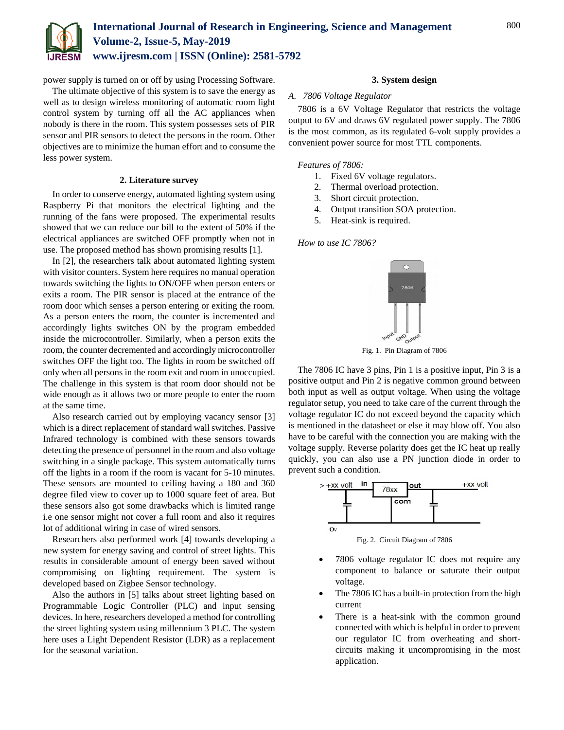power supply is turned on or off by using Processing Software.

The ultimate objective of this system is to save the energy as well as to design wireless monitoring of automatic room light control system by turning off all the AC appliances when nobody is there in the room. This system possesses sets of PIR sensor and PIR sensors to detect the persons in the room. Other objectives are to minimize the human effort and to consume the less power system.

## 2. Literature survey

In order to conserve energy, automated lighting system using Raspberry Pi that monitors the electrical lighting and the running of the fans were proposed. The experimental results showed that we can reduce our bill to the extent of 50% if the electrical appliances are switched OFF promptly when not in use. The proposed method has shown promising results [1].

In [2], the researchers talk about automated lighting system with visitor counters. System here requires no manual operation towards switching the lights to ON/OFF when person enters or exits a room. The PIR sensor is placed at the entrance of the room door which senses a person entering or exiting the room. As a person enters the room, the counter is incremented and accordingly lights switches ON by the program embedded inside the microcontroller. Similarly, when a person exits the room, the counter decremented and accordingly microcontroller switches OFF the light too. The lights in room be switched off only when all persons in the room exit and room in unoccupied. The challenge in this system is that room door should not be wide enough as it allows two or more people to enter the room at the same time.

Also research carried out by employing vacancy sensor [3] which is a direct replacement of standard wall switches. Passive Infrared technology is combined with these sensors towards detecting the presence of personnel in the room and also voltage switching in a single package. This system automatically turns off the lights in a room if the room is vacant for 5-10 minutes. These sensors are mounted to ceiling having a 180 and 360 degree filed view to cover up to 1000 square feet of area. But these sensors also got some drawbacks which is limited range i.e one sensor might not cover a full room and also it requires lot of additional wiring in case of wired sensors.

Researchers also performed work [4] towards developing a new system for energy saving and control of street lights. This results in considerable amount of energy been saved without compromising on lighting requirement. The system is developed based on Zigbee Sensor technology.

Also the authors in [5] talks about street lighting based on Programmable Logic Controller (PLC) and input sensing devices. In here, researchers developed a method for controlling the street lighting system using millennium 3 PLC. The system here uses a Light Dependent Resistor (LDR) as a replacement for the seasonal variation.

## 3. System design

### A. 7806 Voltage Regulator

7806 is a 6V Voltage Regulator that restricts the voltage output to 6V and draws 6V regulated power supply. The 7806 is the most common, as its regulated 6-volt supply provides a convenient power source for most TTL components.

*Features of 7806:*

1. Fixed 6V voltage regulators.
2. Thermal overload protection.
3. Short circuit protection.
4. Output transition SOA protection.
5. Heat-sink is required.

*How to use IC 7806?*

Fig. 1. Pin Diagram of 7806

The 7806 IC have 3 pins, Pin 1 is a positive input, Pin 3 is a positive output and Pin 2 is negative common ground between both input as well as output voltage. When using the voltage regulator setup, you need to take care of the current through the voltage regulator IC do not exceed beyond the capacity which is mentioned in the datasheet or else it may blow off. You also have to be careful with the connection you are making with the voltage supply. Reverse polarity does get the IC heat up really quickly, you can also use a PN junction diode in order to prevent such a condition.

Fig. 2. Circuit Diagram of 7806

- 7806 voltage regulator IC does not require any component to balance or saturate their output voltage.
- The 7806 IC has a built-in protection from the high current
- There is a heat-sink with the common ground connected with which is helpful in order to prevent our regulator IC from overheating and short-circuits making it uncompromising in the most application.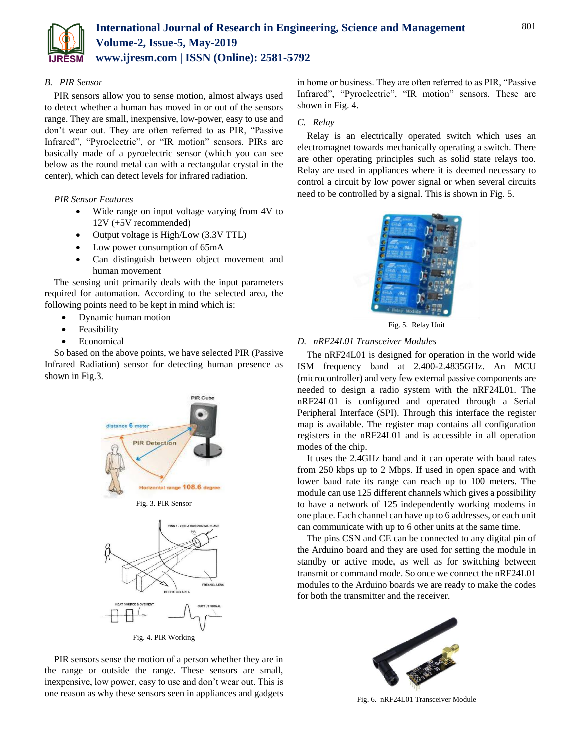### B. PIR Sensor

PIR sensors allow you to sense motion, almost always used to detect whether a human has moved in or out of the sensors range. They are small, inexpensive, low-power, easy to use and don't wear out. They are often referred to as PIR, "Passive Infrared", "Pyroelectric", or "IR motion" sensors. PIRs are basically made of a pyroelectric sensor (which you can see below as the round metal can with a rectangular crystal in the center), which can detect levels for infrared radiation.

*PIR Sensor Features*

- Wide range on input voltage varying from 4V to 12V (+5V recommended)
- Output voltage is High/Low (3.3V TTL)
- Low power consumption of 65mA
- Can distinguish between object movement and human movement

The sensing unit primarily deals with the input parameters required for automation. According to the selected area, the following points need to be kept in mind which is:

- Dynamic human motion
- Feasibility
- Economical

So based on the above points, we have selected PIR (Passive Infrared Radiation) sensor for detecting human presence as shown in Fig.3.

Fig. 3. PIR Sensor

Fig. 4. PIR Working

PIR sensors sense the motion of a person whether they are in the range or outside the range. These sensors are small, inexpensive, low power, easy to use and don't wear out. This is one reason as why these sensors seen in appliances and gadgets in home or business. They are often referred to as PIR, "Passive Infrared", "Pyroelectric", "IR motion" sensors. These are shown in Fig. 4.

### C. Relay

Relay is an electrically operated switch which uses an electromagnet towards mechanically operating a switch. There are other operating principles such as solid state relays too. Relay are used in appliances where it is deemed necessary to control a circuit by low power signal or when several circuits need to be controlled by a signal. This is shown in Fig. 5.

Fig. 5. Relay Unit

### D. nRF24L01 Transceiver Modules

The nRF24L01 is designed for operation in the world wide ISM frequency band at 2.400-2.4835GHz. An MCU (microcontroller) and very few external passive components are needed to design a radio system with the nRF24L01. The nRF24L01 is configured and operated through a Serial Peripheral Interface (SPI). Through this interface the register map is available. The register map contains all configuration registers in the nRF24L01 and is accessible in all operation modes of the chip.

It uses the 2.4GHz band and it can operate with baud rates from 250 kbps up to 2 Mbps. If used in open space and with lower baud rate its range can reach up to 100 meters. The module can use 125 different channels which gives a possibility to have a network of 125 independently working modems in one place. Each channel can have up to 6 addresses, or each unit can communicate with up to 6 other units at the same time.

The pins CSN and CE can be connected to any digital pin of the Arduino board and they are used for setting the module in standby or active mode, as well as for switching between transmit or command mode. So once we connect the nRF24L01 modules to the Arduino boards we are ready to make the codes for both the transmitter and the receiver.

Fig. 6. nRF24L01 Transceiver Module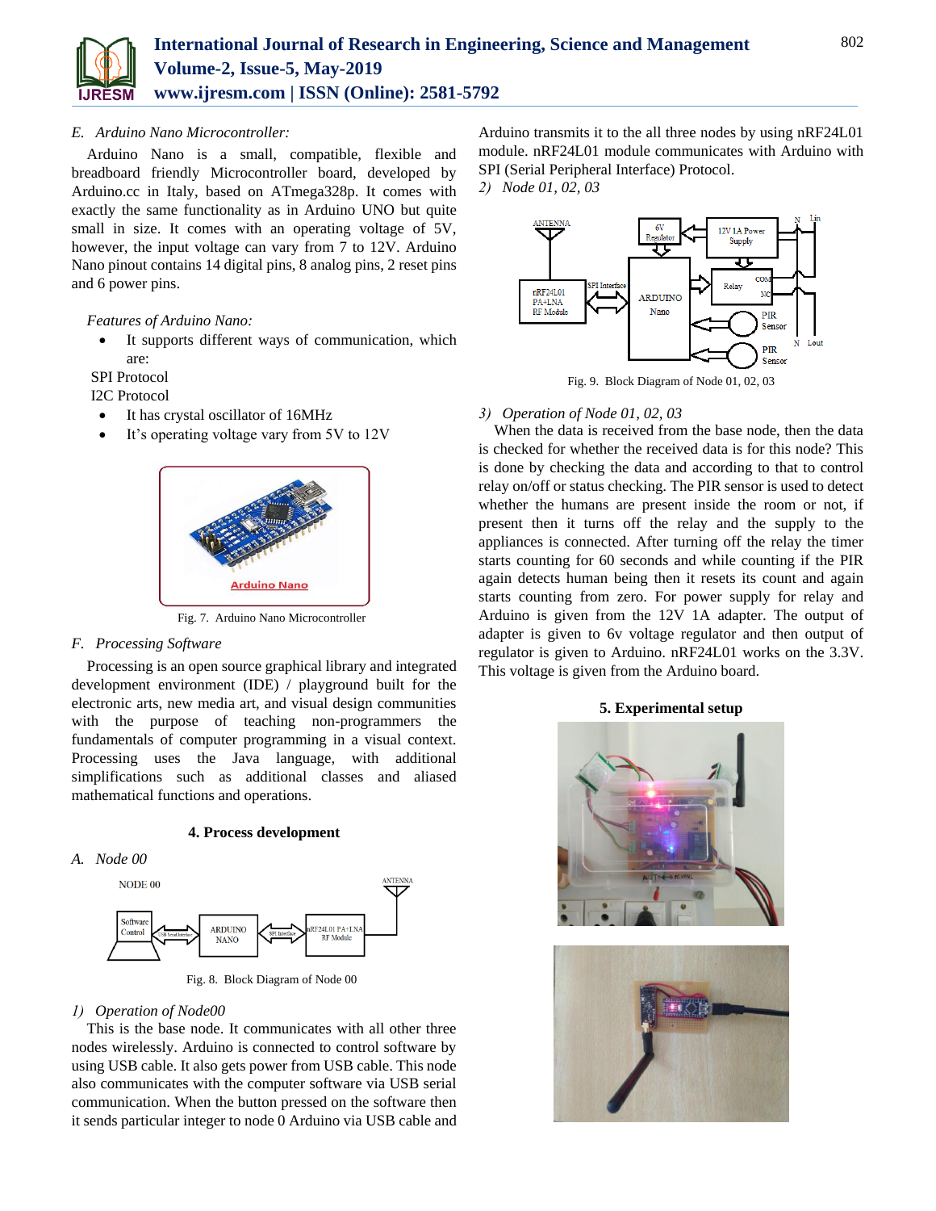### *E. Arduino Nano Microcontroller:*

Arduino Nano is a small, compatible, flexible and breadboard friendly Microcontroller board, developed by Arduino.cc in Italy, based on ATmega328p. It comes with exactly the same functionality as in Arduino UNO but quite small in size. It comes with an operating voltage of 5V, however, the input voltage can vary from 7 to 12V. Arduino Nano pinout contains 14 digital pins, 8 analog pins, 2 reset pins and 6 power pins.

*Features of Arduino Nano:*

- It supports different ways of communication, which are:

SPI Protocol

I2C Protocol

- It has crystal oscillator of 16MHz
- It's operating voltage vary from 5V to 12V

Fig. 7. Arduino Nano Microcontroller

### *F. Processing Software*

Processing is an open source graphical library and integrated development environment (IDE) / playground built for the electronic arts, new media art, and visual design communities with the purpose of teaching non-programmers the fundamentals of computer programming in a visual context. Processing uses the Java language, with additional simplifications such as additional classes and aliased mathematical functions and operations.

## 4. Process development

### *A. Node 00*

Fig. 8. Block Diagram of Node 00

#### *1) Operation of Node00*

This is the base node. It communicates with all other three nodes wirelessly. Arduino is connected to control software by using USB cable. It also gets power from USB cable. This node also communicates with the computer software via USB serial communication. When the button pressed on the software then it sends particular integer to node 0 Arduino via USB cable and Arduino transmits it to the all three nodes by using nRF24L01 module. nRF24L01 module communicates with Arduino with SPI (Serial Peripheral Interface) Protocol.

#### *2) Node 01, 02, 03*

Fig. 9. Block Diagram of Node 01, 02, 03

#### *3) Operation of Node 01, 02, 03*

When the data is received from the base node, then the data is checked for whether the received data is for this node? This is done by checking the data and according to that to control relay on/off or status checking. The PIR sensor is used to detect whether the humans are present inside the room or not, if present then it turns off the relay and the supply to the appliances is connected. After turning off the relay the timer starts counting for 60 seconds and while counting if the PIR again detects human being then it resets its count and again starts counting from zero. For power supply for relay and Arduino is given from the 12V 1A adapter. The output of adapter is given to 6v voltage regulator and then output of regulator is given to Arduino. nRF24L01 works on the 3.3V. This voltage is given from the Arduino board.

## 5. Experimental setup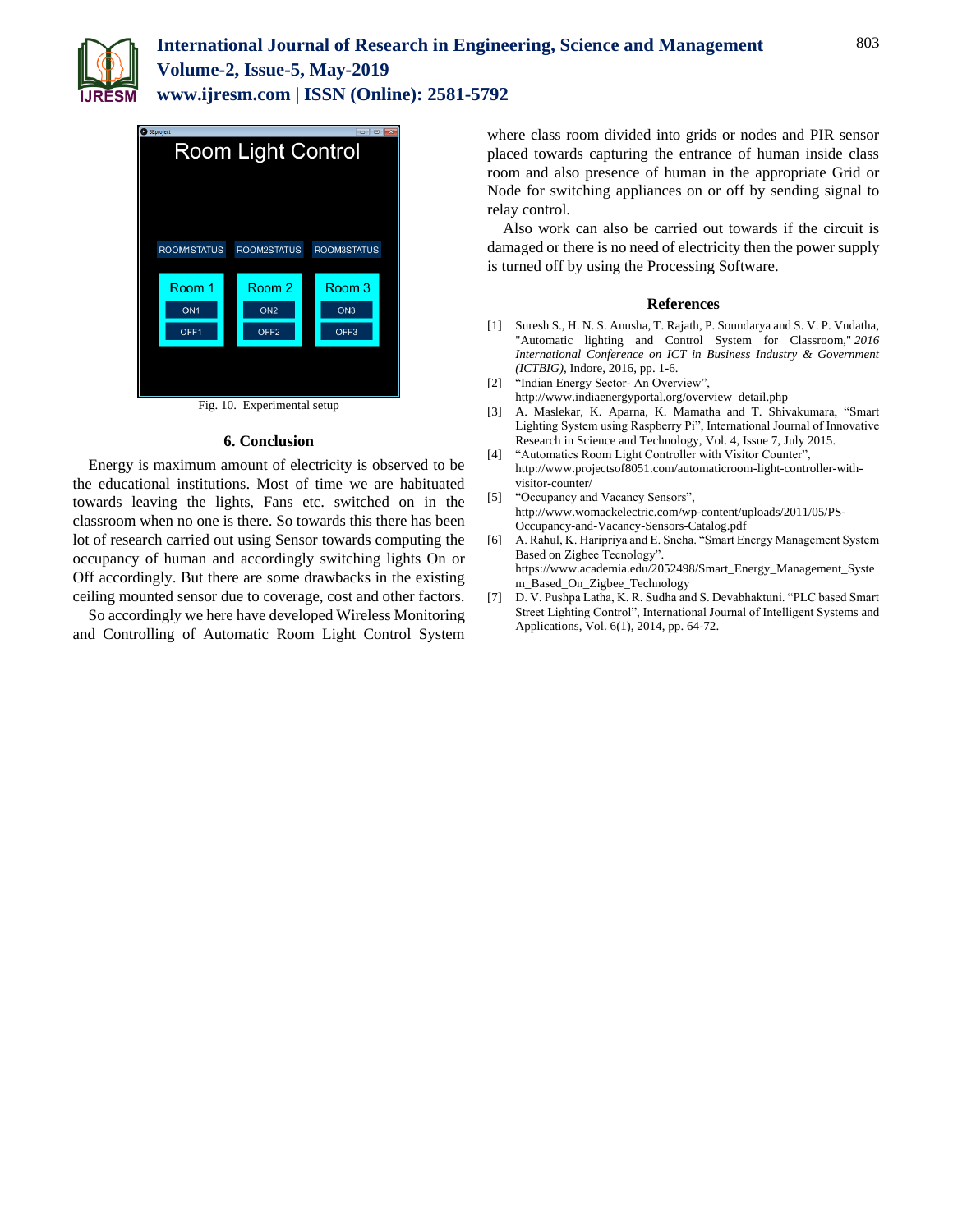Room Light Control

ROOM1STATUS ROOM2STATUS ROOM3STATUS

Room 1
ON1
OFF1

Room 2
ON2
OFF2

Room 3
ON3
OFF3

Fig. 10. Experimental setup

## 6. Conclusion

Energy is maximum amount of electricity is observed to be the educational institutions. Most of time we are habituated towards leaving the lights, Fans etc. switched on in the classroom when no one is there. So towards this there has been lot of research carried out using Sensor towards computing the occupancy of human and accordingly switching lights On or Off accordingly. But there are some drawbacks in the existing ceiling mounted sensor due to coverage, cost and other factors.

So accordingly we here have developed Wireless Monitoring and Controlling of Automatic Room Light Control System where class room divided into grids or nodes and PIR sensor placed towards capturing the entrance of human inside class room and also presence of human in the appropriate Grid or Node for switching appliances on or off by sending signal to relay control.

Also work can also be carried out towards if the circuit is damaged or there is no need of electricity then the power supply is turned off by using the Processing Software.

## References

[1] Suresh S., H. N. S. Anusha, T. Rajath, P. Soundarya and S. V. P. Vudatha, "Automatic lighting and Control System for Classroom," *2016 International Conference on ICT in Business Industry & Government (ICTBIG)*, Indore, 2016, pp. 1-6.

[2] "Indian Energy Sector- An Overview", http://www.indiaenergyportal.org/overview_detail.php

[3] A. Maslekar, K. Aparna, K. Mamatha and T. Shivakumara, "Smart Lighting System using Raspberry Pi", International Journal of Innovative Research in Science and Technology, Vol. 4, Issue 7, July 2015.

[4] "Automatics Room Light Controller with Visitor Counter", http://www.projectsof8051.com/automaticroom-light-controller-with-visitor-counter/

[5] "Occupancy and Vacancy Sensors", http://www.womackelectric.com/wp-content/uploads/2011/05/PS-Occupancy-and-Vacancy-Sensors-Catalog.pdf

[6] A. Rahul, K. Haripriya and E. Sneha. "Smart Energy Management System Based on Zigbee Tecnology". https://www.academia.edu/2052498/Smart_Energy_Management_System_Based_On_Zigbee_Technology

[7] D. V. Pushpa Latha, K. R. Sudha and S. Devabhaktuni. "PLC based Smart Street Lighting Control", International Journal of Intelligent Systems and Applications, Vol. 6(1), 2014, pp. 64-72.